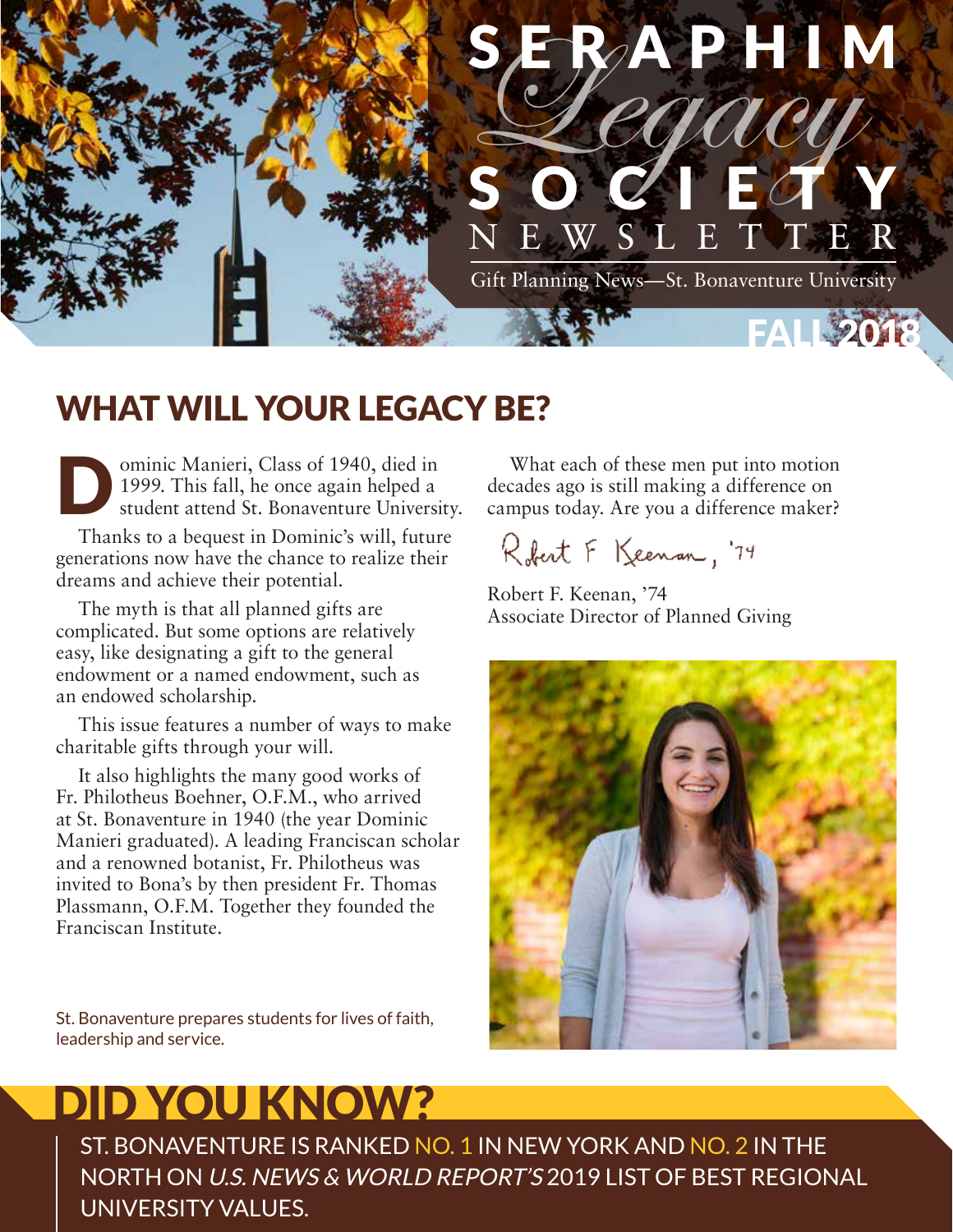# SERAPHIM *Legacy* SOCIETY NEWSLETTER

Gift Planning News—St. Bonaventure University

FALL 2018

## WHAT WILL YOUR LEGACY BE?

Dominic Manieri, Class of 1940, died in 1999. This fall, he once again helped a student attend St. Bonaventure University.

Thanks to a bequest in Dominic's will, future generations now have the chance to realize their dreams and achieve their potential.

The myth is that all planned gifts are complicated. But some options are relatively easy, like designating a gift to the general endowment or a named endowment, such as an endowed scholarship.

This issue features a number of ways to make charitable gifts through your will.

It also highlights the many good works of Fr. Philotheus Boehner, O.F.M., who arrived at St. Bonaventure in 1940 (the year Dominic Manieri graduated). A leading Franciscan scholar and a renowned botanist, Fr. Philotheus was invited to Bona's by then president Fr. Thomas Plassmann, O.F.M. Together they founded the Franciscan Institute.

What each of these men put into motion decades ago is still making a difference on campus today. Are you a difference maker?

Robert F. Keenan, '74

Robert F. Keenan, '74
Associate Director of Planned Giving

St. Bonaventure prepares students for lives of faith, leadership and service.

## DID YOU KNOW?

ST. BONAVENTURE IS RANKED NO. 1 IN NEW YORK AND NO. 2 IN THE NORTH ON *U.S. NEWS & WORLD REPORT'S* 2019 LIST OF BEST REGIONAL UNIVERSITY VALUES.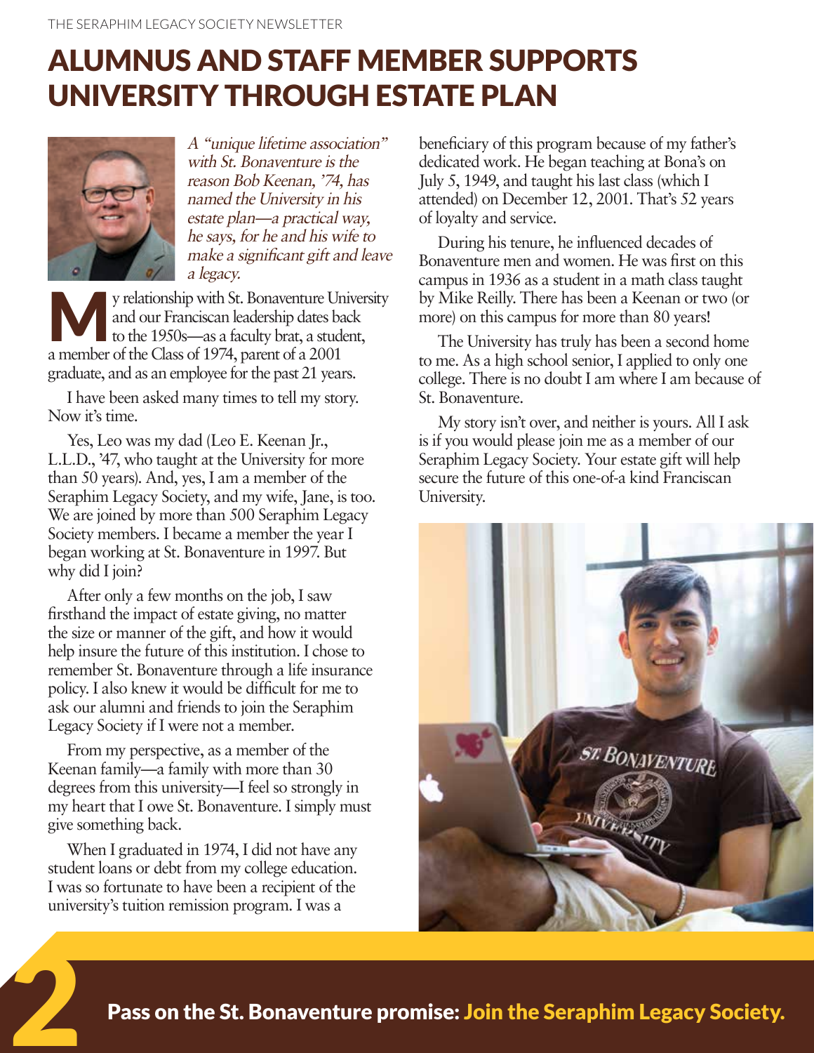# ALUMNUS AND STAFF MEMBER SUPPORTS UNIVERSITY THROUGH ESTATE PLAN

*A "unique lifetime association" with St. Bonaventure is the reason Bob Keenan, '74, has named the University in his estate plan—a practical way, he says, for he and his wife to make a significant gift and leave a legacy.*

My relationship with St. Bonaventure University and our Franciscan leadership dates back to the 1950s—as a faculty brat, a student, a member of the Class of 1974, parent of a 2001 graduate, and as an employee for the past 21 years.

I have been asked many times to tell my story. Now it's time.

Yes, Leo was my dad (Leo E. Keenan Jr., L.L.D., '47, who taught at the University for more than 50 years). And, yes, I am a member of the Seraphim Legacy Society, and my wife, Jane, is too. We are joined by more than 500 Seraphim Legacy Society members. I became a member the year I began working at St. Bonaventure in 1997. But why did I join?

After only a few months on the job, I saw firsthand the impact of estate giving, no matter the size or manner of the gift, and how it would help insure the future of this institution. I chose to remember St. Bonaventure through a life insurance policy. I also knew it would be difficult for me to ask our alumni and friends to join the Seraphim Legacy Society if I were not a member.

From my perspective, as a member of the Keenan family—a family with more than 30 degrees from this university—I feel so strongly in my heart that I owe St. Bonaventure. I simply must give something back.

When I graduated in 1974, I did not have any student loans or debt from my college education. I was so fortunate to have been a recipient of the university's tuition remission program. I was a beneficiary of this program because of my father's dedicated work. He began teaching at Bona's on July 5, 1949, and taught his last class (which I attended) on December 12, 2001. That's 52 years of loyalty and service.

During his tenure, he influenced decades of Bonaventure men and women. He was first on this campus in 1936 as a student in a math class taught by Mike Reilly. There has been a Keenan or two (or more) on this campus for more than 80 years!

The University has truly has been a second home to me. As a high school senior, I applied to only one college. There is no doubt I am where I am because of St. Bonaventure.

My story isn't over, and neither is yours. All I ask is if you would please join me as a member of our Seraphim Legacy Society. Your estate gift will help secure the future of this one-of-a kind Franciscan University.

**Pass on the St. Bonaventure promise: Join the Seraphim Legacy Society.**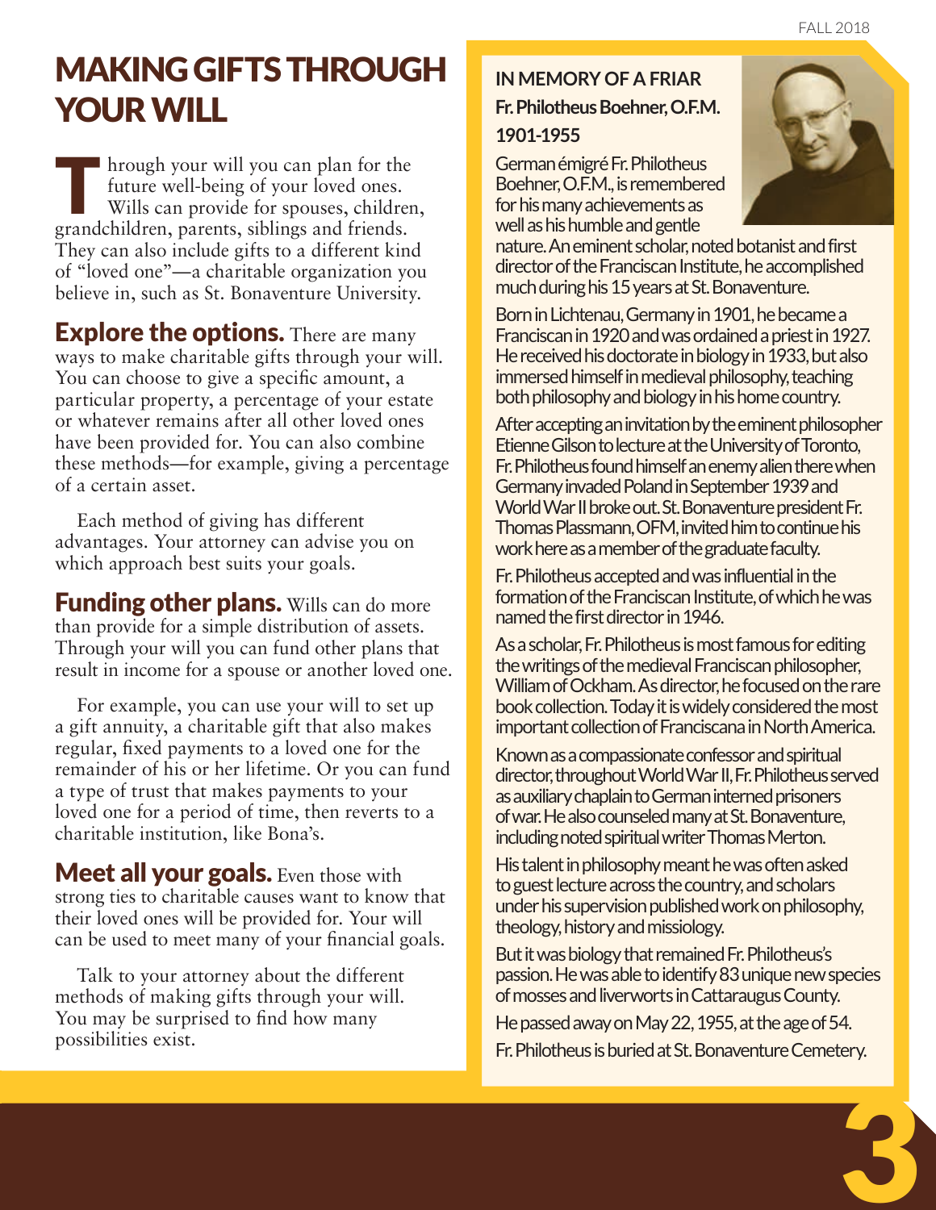# MAKING GIFTS THROUGH YOUR WILL

Through your will you can plan for the future well-being of your loved ones. Wills can provide for spouses, children, grandchildren, parents, siblings and friends. They can also include gifts to a different kind of "loved one"—a charitable organization you believe in, such as St. Bonaventure University.

**Explore the options.** There are many ways to make charitable gifts through your will. You can choose to give a specific amount, a particular property, a percentage of your estate or whatever remains after all other loved ones have been provided for. You can also combine these methods—for example, giving a percentage of a certain asset.

Each method of giving has different advantages. Your attorney can advise you on which approach best suits your goals.

**Funding other plans.** Wills can do more than provide for a simple distribution of assets. Through your will you can fund other plans that result in income for a spouse or another loved one.

For example, you can use your will to set up a gift annuity, a charitable gift that also makes regular, fixed payments to a loved one for the remainder of his or her lifetime. Or you can fund a type of trust that makes payments to your loved one for a period of time, then reverts to a charitable institution, like Bona's.

**Meet all your goals.** Even those with strong ties to charitable causes want to know that their loved ones will be provided for. Your will can be used to meet many of your financial goals.

Talk to your attorney about the different methods of making gifts through your will. You may be surprised to find how many possibilities exist.

## IN MEMORY OF A FRIAR

### Fr. Philotheus Boehner, O.F.M.
### 1901-1955

German émigré Fr. Philotheus Boehner, O.F.M., is remembered for his many achievements as well as his humble and gentle nature. An eminent scholar, noted botanist and first director of the Franciscan Institute, he accomplished much during his 15 years at St. Bonaventure.

Born in Lichtenau, Germany in 1901, he became a Franciscan in 1920 and was ordained a priest in 1927. He received his doctorate in biology in 1933, but also immersed himself in medieval philosophy, teaching both philosophy and biology in his home country.

After accepting an invitation by the eminent philosopher Etienne Gilson to lecture at the University of Toronto, Fr. Philotheus found himself an enemy alien there when Germany invaded Poland in September 1939 and World War II broke out. St. Bonaventure president Fr. Thomas Plassmann, OFM, invited him to continue his work here as a member of the graduate faculty.

Fr. Philotheus accepted and was influential in the formation of the Franciscan Institute, of which he was named the first director in 1946.

As a scholar, Fr. Philotheus is most famous for editing the writings of the medieval Franciscan philosopher, William of Ockham. As director, he focused on the rare book collection. Today it is widely considered the most important collection of Franciscana in North America.

Known as a compassionate confessor and spiritual director, throughout World War II, Fr. Philotheus served as auxiliary chaplain to German interned prisoners of war. He also counseled many at St. Bonaventure, including noted spiritual writer Thomas Merton.

His talent in philosophy meant he was often asked to guest lecture across the country, and scholars under his supervision published work on philosophy, theology, history and missiology.

But it was biology that remained Fr. Philotheus's passion. He was able to identify 83 unique new species of mosses and liverworts in Cattaraugus County.

He passed away on May 22, 1955, at the age of 54.

Fr. Philotheus is buried at St. Bonaventure Cemetery.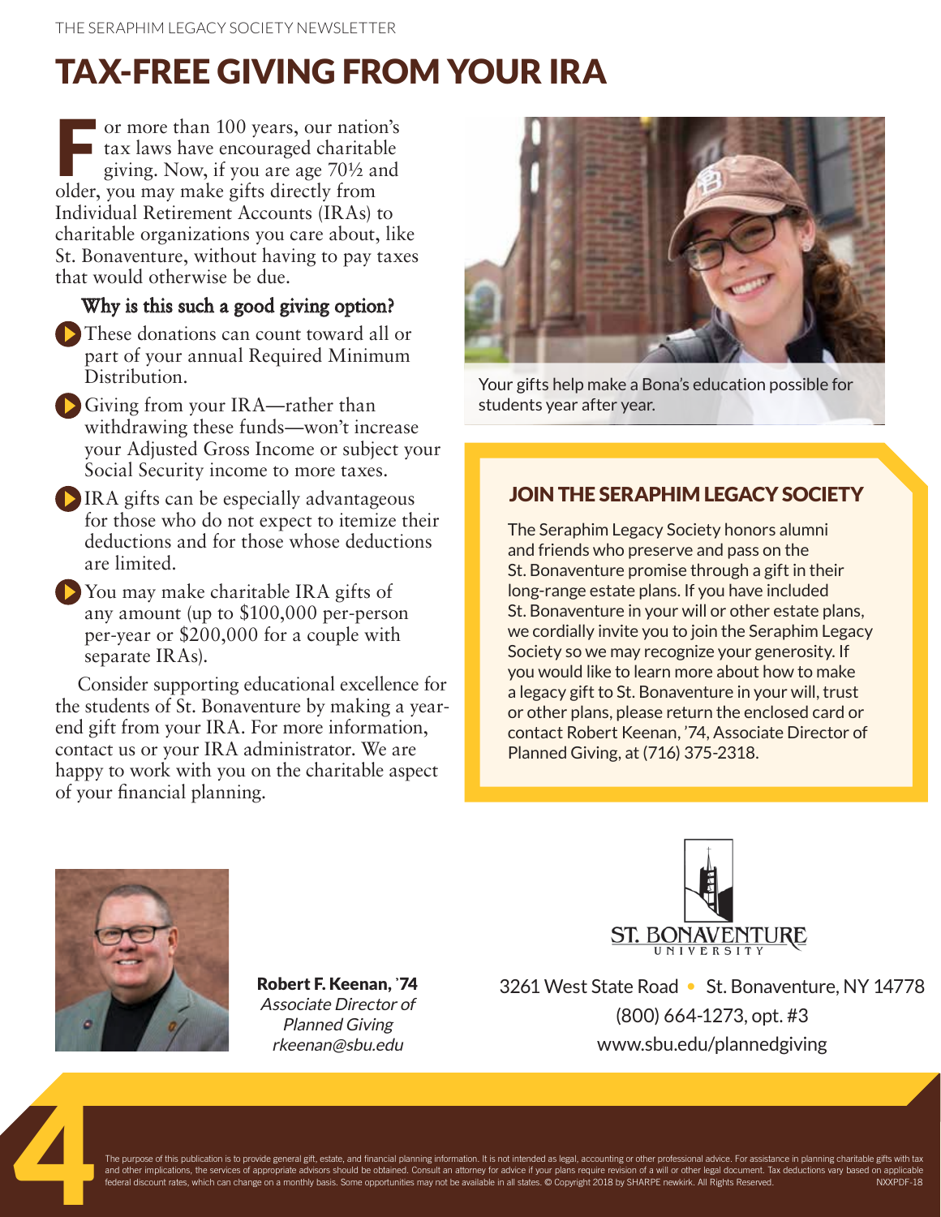# TAX-FREE GIVING FROM YOUR IRA

For more than 100 years, our nation's tax laws have encouraged charitable giving. Now, if you are age 70½ and older, you may make gifts directly from Individual Retirement Accounts (IRAs) to charitable organizations you care about, like St. Bonaventure, without having to pay taxes that would otherwise be due.

### Why is this such a good giving option?

- These donations can count toward all or part of your annual Required Minimum Distribution.
- Giving from your IRA—rather than withdrawing these funds—won't increase your Adjusted Gross Income or subject your Social Security income to more taxes.
- IRA gifts can be especially advantageous for those who do not expect to itemize their deductions and for those whose deductions are limited.
- You may make charitable IRA gifts of any amount (up to $100,000 per-person per-year or $200,000 for a couple with separate IRAs).

Consider supporting educational excellence for the students of St. Bonaventure by making a year-end gift from your IRA. For more information, contact us or your IRA administrator. We are happy to work with you on the charitable aspect of your financial planning.

Your gifts help make a Bona's education possible for students year after year.

## JOIN THE SERAPHIM LEGACY SOCIETY

The Seraphim Legacy Society honors alumni and friends who preserve and pass on the St. Bonaventure promise through a gift in their long-range estate plans. If you have included St. Bonaventure in your will or other estate plans, we cordially invite you to join the Seraphim Legacy Society so we may recognize your generosity. If you would like to learn more about how to make a legacy gift to St. Bonaventure in your will, trust or other plans, please return the enclosed card or contact Robert Keenan, '74, Associate Director of Planned Giving, at (716) 375-2318.

**Robert F. Keenan, '74**
*Associate Director of Planned Giving*
*rkeenan@sbu.edu*

ST. BONAVENTURE UNIVERSITY

3261 West State Road • St. Bonaventure, NY 14778
(800) 664-1273, opt. #3
www.sbu.edu/plannedgiving

The purpose of this publication is to provide general gift, estate, and financial planning information. It is not intended as legal, accounting or other professional advice. For assistance in planning charitable gifts with tax and other implications, the services of appropriate advisors should be obtained. Consult an attorney for advice if your plans require revision of a will or other legal document. Tax deductions vary based on applicable federal discount rates, which can change on a monthly basis. Some opportunities may not be available in all states. © Copyright 2018 by SHARPE newkirk. All Rights Reserved. NXXPDF-18